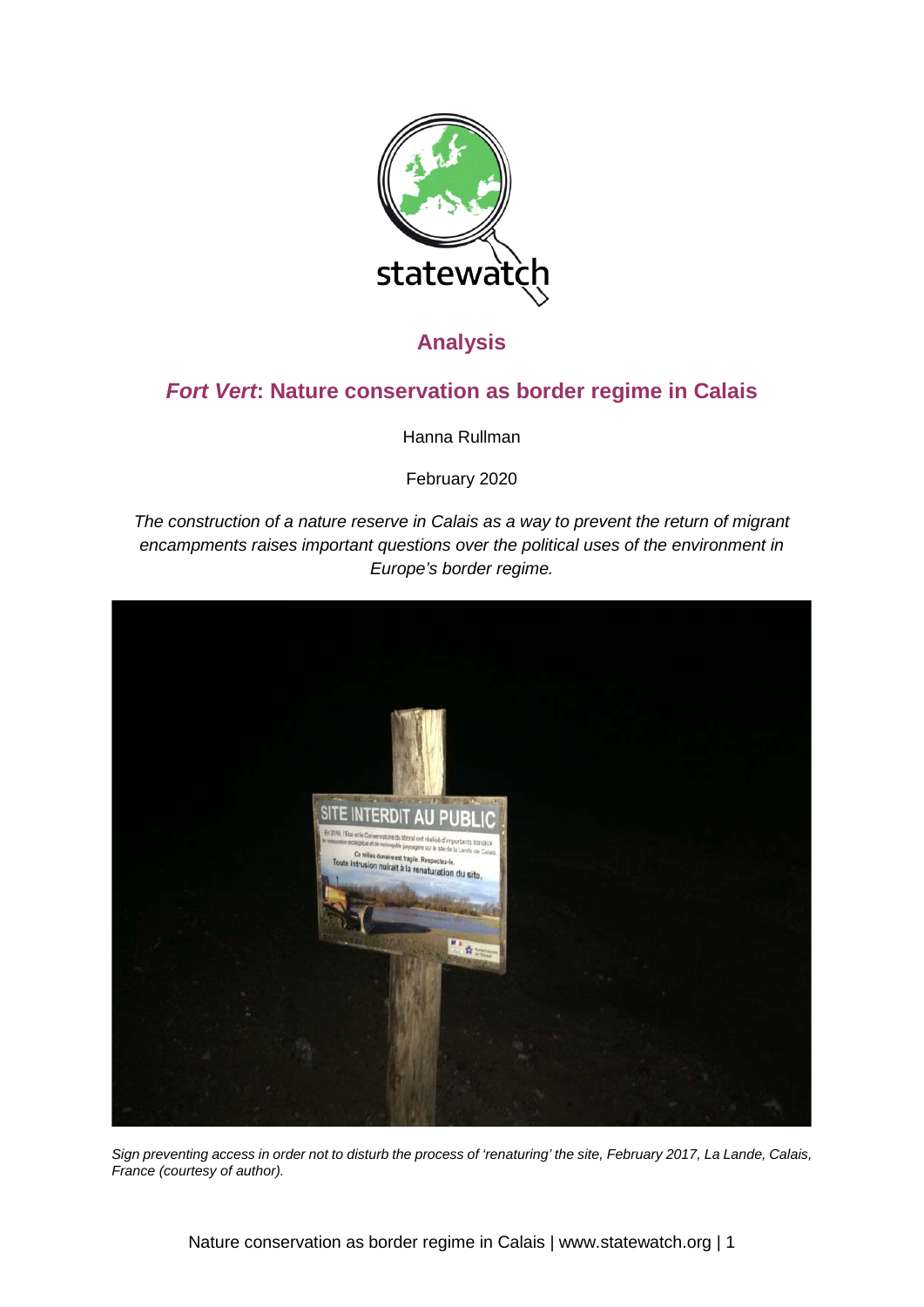statewatch

## Analysis

# *Fort Vert*: Nature conservation as border regime in Calais

Hanna Rullman

February 2020

*The construction of a nature reserve in Calais as a way to prevent the return of migrant encampments raises important questions over the political uses of the environment in Europe's border regime.*

*Sign preventing access in order not to disturb the process of 'renaturing' the site, February 2017, La Lande, Calais, France (courtesy of author).*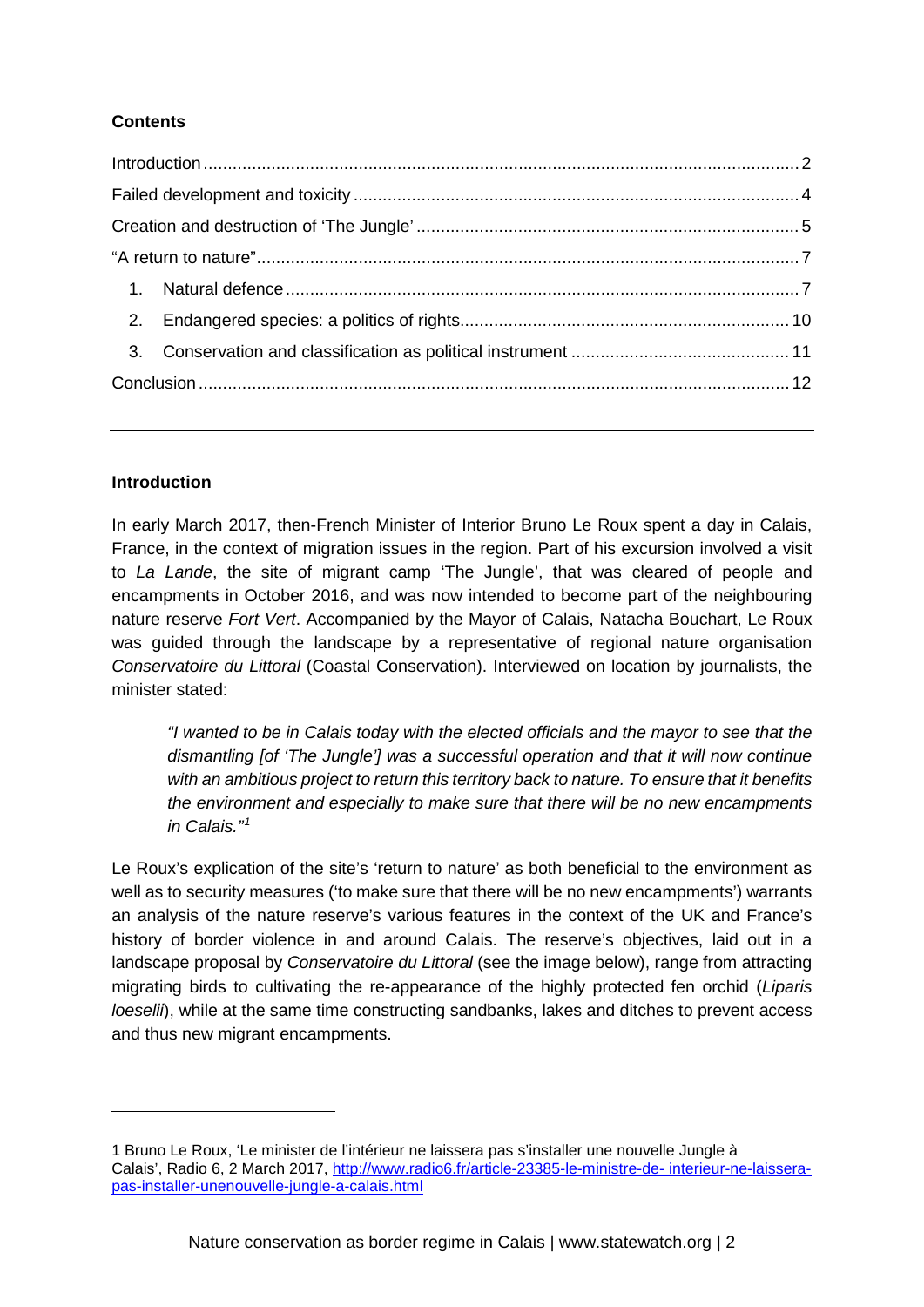**Contents**

Introduction .......................................................................................................................... 2

Failed development and toxicity ........................................................................................... 4

Creation and destruction of 'The Jungle' .............................................................................. 5

"A return to nature" ............................................................................................................... 7

1. Natural defence .......................................................................................................... 7
2. Endangered species: a politics of rights .................................................................... 10
3. Conservation and classification as political instrument ............................................ 11

Conclusion ........................................................................................................................... 12

---

## Introduction

In early March 2017, then-French Minister of Interior Bruno Le Roux spent a day in Calais, France, in the context of migration issues in the region. Part of his excursion involved a visit to *La Lande*, the site of migrant camp 'The Jungle', that was cleared of people and encampments in October 2016, and was now intended to become part of the neighbouring nature reserve *Fort Vert*. Accompanied by the Mayor of Calais, Natacha Bouchart, Le Roux was guided through the landscape by a representative of regional nature organisation *Conservatoire du Littoral* (Coastal Conservation). Interviewed on location by journalists, the minister stated:

> *"I wanted to be in Calais today with the elected officials and the mayor to see that the dismantling [of 'The Jungle'] was a successful operation and that it will now continue with an ambitious project to return this territory back to nature. To ensure that it benefits the environment and especially to make sure that there will be no new encampments in Calais."*[1]

Le Roux's explication of the site's 'return to nature' as both beneficial to the environment as well as to security measures ('to make sure that there will be no new encampments') warrants an analysis of the nature reserve's various features in the context of the UK and France's history of border violence in and around Calais. The reserve's objectives, laid out in a landscape proposal by *Conservatoire du Littoral* (see the image below), range from attracting migrating birds to cultivating the re-appearance of the highly protected fen orchid (*Liparis loeselii*), while at the same time constructing sandbanks, lakes and ditches to prevent access and thus new migrant encampments.

---

1 Bruno Le Roux, 'Le minister de l'intérieur ne laissera pas s'installer une nouvelle Jungle à Calais', Radio 6, 2 March 2017, http://www.radio6.fr/article-23385-le-ministre-de- interieur-ne-laissera-pas-installer-unenouvelle-jungle-a-calais.html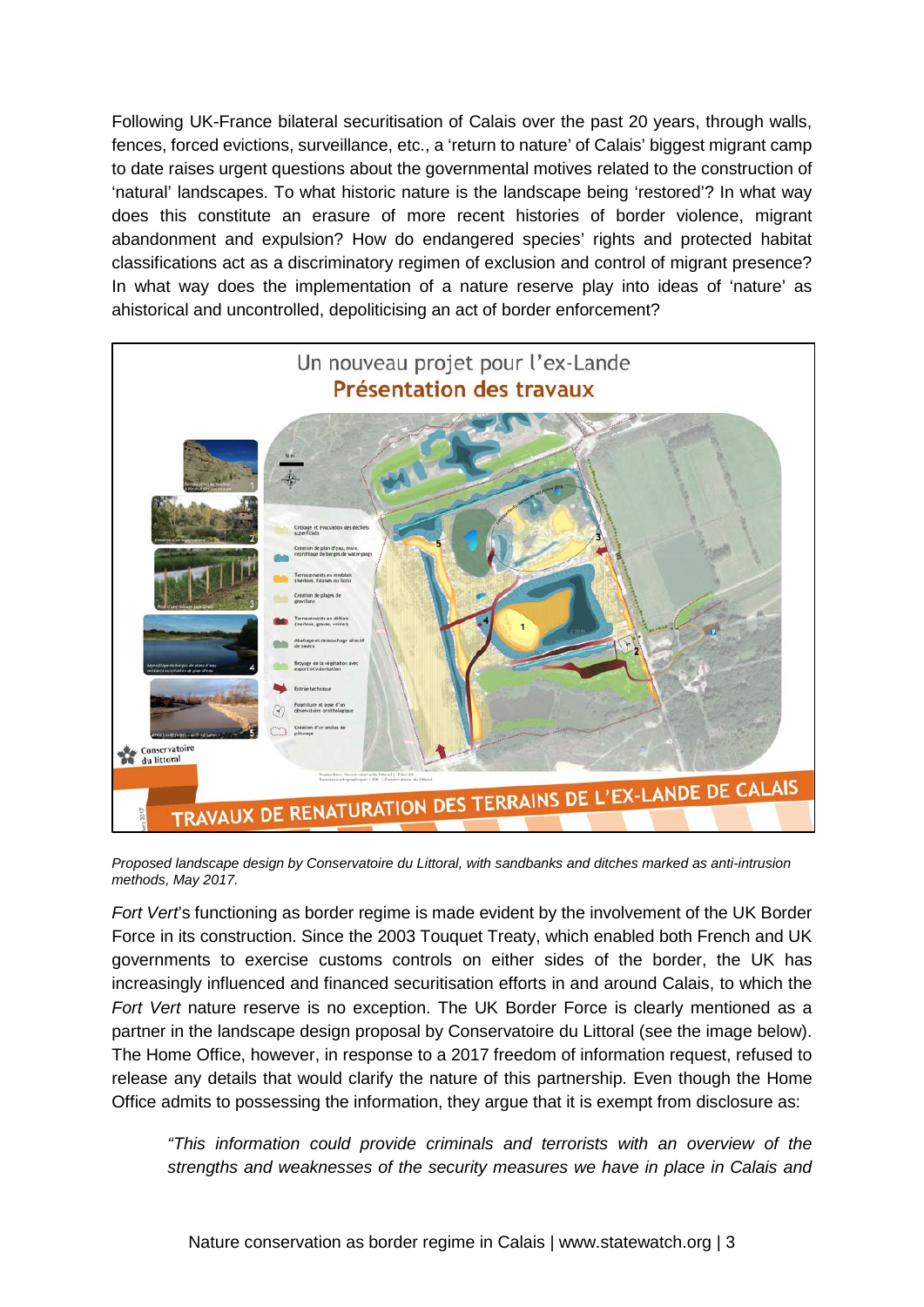Following UK-France bilateral securitisation of Calais over the past 20 years, through walls, fences, forced evictions, surveillance, etc., a 'return to nature' of Calais' biggest migrant camp to date raises urgent questions about the governmental motives related to the construction of 'natural' landscapes. To what historic nature is the landscape being 'restored'? In what way does this constitute an erasure of more recent histories of border violence, migrant abandonment and expulsion? How do endangered species' rights and protected habitat classifications act as a discriminatory regimen of exclusion and control of migrant presence? In what way does the implementation of a nature reserve play into ideas of 'nature' as ahistorical and uncontrolled, depoliticising an act of border enforcement?

Proposed landscape design by Conservatoire du Littoral, with sandbanks and ditches marked as anti-intrusion methods, May 2017.

*Fort Vert*'s functioning as border regime is made evident by the involvement of the UK Border Force in its construction. Since the 2003 Touquet Treaty, which enabled both French and UK governments to exercise customs controls on either sides of the border, the UK has increasingly influenced and financed securitisation efforts in and around Calais, to which the *Fort Vert* nature reserve is no exception. The UK Border Force is clearly mentioned as a partner in the landscape design proposal by Conservatoire du Littoral (see the image below). The Home Office, however, in response to a 2017 freedom of information request, refused to release any details that would clarify the nature of this partnership. Even though the Home Office admits to possessing the information, they argue that it is exempt from disclosure as:

> *"This information could provide criminals and terrorists with an overview of the strengths and weaknesses of the security measures we have in place in Calais and*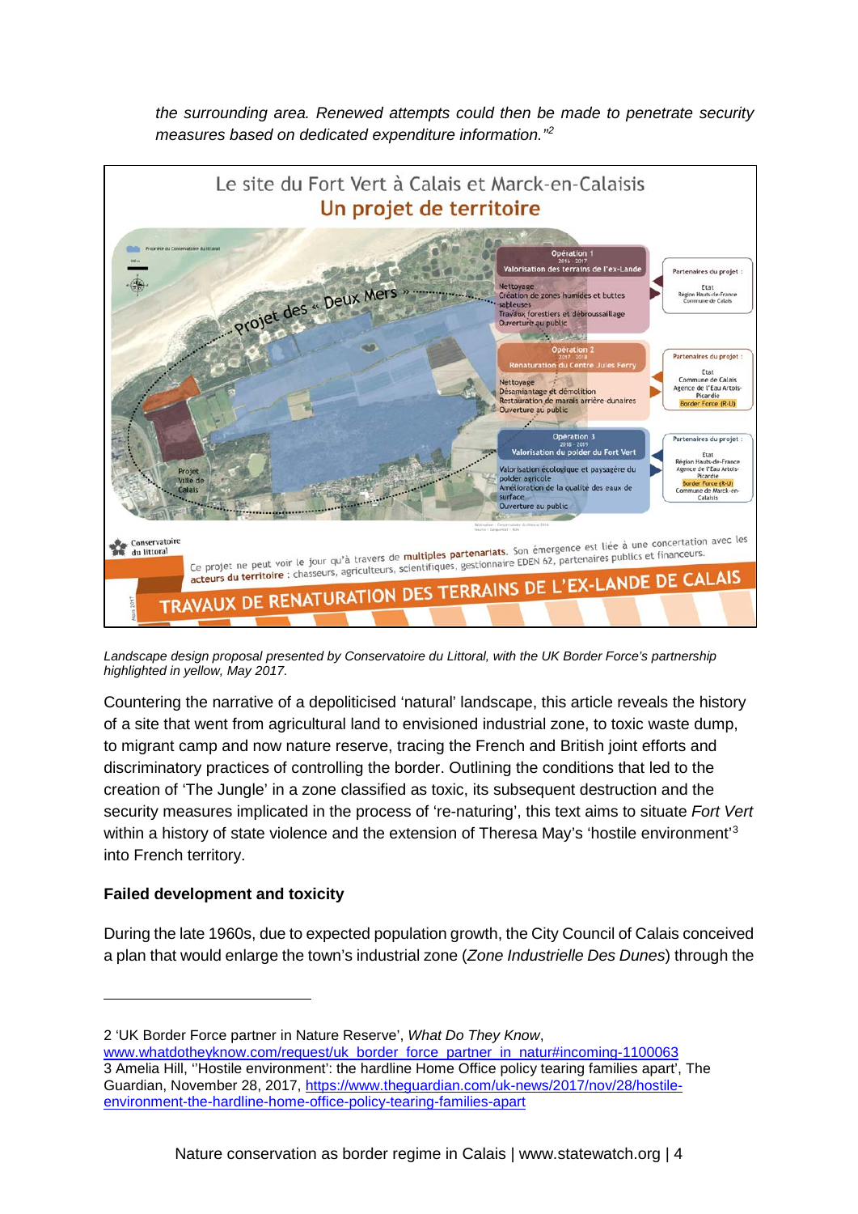*the surrounding area. Renewed attempts could then be made to penetrate security measures based on dedicated expenditure information."*[2]

Le site du Fort Vert à Calais et Marck-en-Calaisis

Un projet de territoire

Projet des « Deux Mers »

Opération 1
2016 - 2017
Valorisation des terrains de l'ex-Lande

Nettoyage
Création de zones humides et buttes sableuses
Travaux forestiers et débroussaillage
Ouverture au public

Partenaires du projet :
Etat
Région Hauts-de-France
Commune de Calais

Opération 2
2017 - 2018
Renaturation du Centre Jules Ferry

Nettoyage
Désamiantage et démolition
Restauration de marais arrière-dunaires
Ouverture au public

Partenaires du projet :
Etat
Commune de Calais
Agence de l'Eau Artois-Picardie
Border Force (R-U)

Opération 3
2018 - 2019
Valorisation du polder du Fort Vert

Valorisation écologique et paysagère du polder agricole
Amélioration de la qualité des eaux de surface
Ouverture au public

Partenaires du projet :
Etat
Région Hauts-de-France
Agence de l'Eau Artois-Picardie
Border Force (R-U)
Commune de Marck-en-Calaisis

Projet Ville de Calais

Conservatoire du littoral

Ce projet ne peut voir le jour qu'à travers de **multiples partenariats**. Son émergence est liée à une concertation avec les **acteurs du territoire** : chasseurs, agriculteurs, scientifiques, gestionnaire EDEN 62, partenaires publics et financeurs.

TRAVAUX DE RENATURATION DES TERRAINS DE L'EX-LANDE DE CALAIS

*Landscape design proposal presented by Conservatoire du Littoral, with the UK Border Force's partnership highlighted in yellow, May 2017.*

Countering the narrative of a depoliticised 'natural' landscape, this article reveals the history of a site that went from agricultural land to envisioned industrial zone, to toxic waste dump, to migrant camp and now nature reserve, tracing the French and British joint efforts and discriminatory practices of controlling the border. Outlining the conditions that led to the creation of 'The Jungle' in a zone classified as toxic, its subsequent destruction and the security measures implicated in the process of 're-naturing', this text aims to situate *Fort Vert* within a history of state violence and the extension of Theresa May's 'hostile environment'[3] into French territory.

## Failed development and toxicity

During the late 1960s, due to expected population growth, the City Council of Calais conceived a plan that would enlarge the town's industrial zone (*Zone Industrielle Des Dunes*) through the

---

2 'UK Border Force partner in Nature Reserve', *What Do They Know*, www.whatdotheyknow.com/request/uk_border_force_partner_in_natur#incoming-1100063

3 Amelia Hill, ''Hostile environment': the hardline Home Office policy tearing families apart', The Guardian, November 28, 2017, https://www.theguardian.com/uk-news/2017/nov/28/hostile-environment-the-hardline-home-office-policy-tearing-families-apart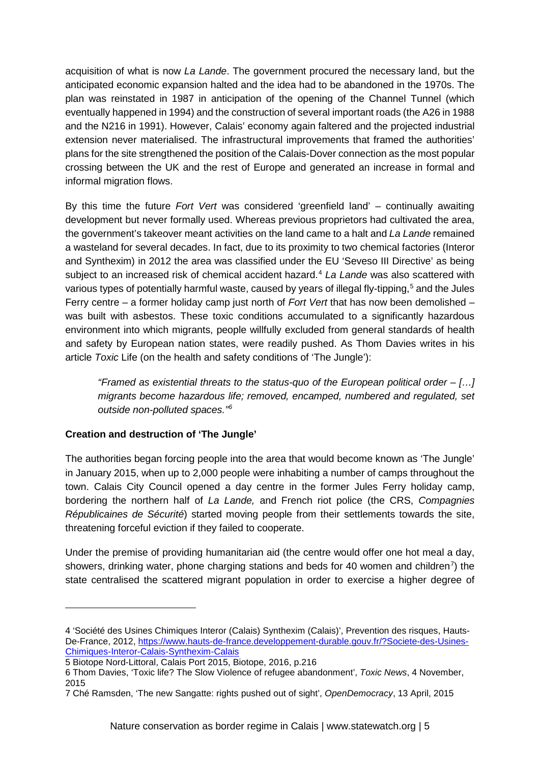acquisition of what is now *La Lande*. The government procured the necessary land, but the anticipated economic expansion halted and the idea had to be abandoned in the 1970s. The plan was reinstated in 1987 in anticipation of the opening of the Channel Tunnel (which eventually happened in 1994) and the construction of several important roads (the A26 in 1988 and the N216 in 1991). However, Calais' economy again faltered and the projected industrial extension never materialised. The infrastructural improvements that framed the authorities' plans for the site strengthened the position of the Calais-Dover connection as the most popular crossing between the UK and the rest of Europe and generated an increase in formal and informal migration flows.

By this time the future *Fort Vert* was considered 'greenfield land' – continually awaiting development but never formally used. Whereas previous proprietors had cultivated the area, the government's takeover meant activities on the land came to a halt and *La Lande* remained a wasteland for several decades. In fact, due to its proximity to two chemical factories (Interor and Synthexim) in 2012 the area was classified under the EU 'Seveso III Directive' as being subject to an increased risk of chemical accident hazard.[4] *La Lande* was also scattered with various types of potentially harmful waste, caused by years of illegal fly-tipping,[5] and the Jules Ferry centre – a former holiday camp just north of *Fort Vert* that has now been demolished – was built with asbestos. These toxic conditions accumulated to a significantly hazardous environment into which migrants, people willfully excluded from general standards of health and safety by European nation states, were readily pushed. As Thom Davies writes in his article *Toxic* Life (on the health and safety conditions of 'The Jungle'):

> *"Framed as existential threats to the status-quo of the European political order – […] migrants become hazardous life; removed, encamped, numbered and regulated, set outside non-polluted spaces."*[6]

**Creation and destruction of 'The Jungle'**

The authorities began forcing people into the area that would become known as 'The Jungle' in January 2015, when up to 2,000 people were inhabiting a number of camps throughout the town. Calais City Council opened a day centre in the former Jules Ferry holiday camp, bordering the northern half of *La Lande,* and French riot police (the CRS, *Compagnies Républicaines de Sécurité*) started moving people from their settlements towards the site, threatening forceful eviction if they failed to cooperate.

Under the premise of providing humanitarian aid (the centre would offer one hot meal a day, showers, drinking water, phone charging stations and beds for 40 women and children[7]) the state centralised the scattered migrant population in order to exercise a higher degree of

---

4 'Société des Usines Chimiques Interor (Calais) Synthexim (Calais)', Prevention des risques, Hauts-De-France, 2012, https://www.hauts-de-france.developpement-durable.gouv.fr/?Societe-des-Usines-Chimiques-Interor-Calais-Synthexim-Calais

5 Biotope Nord-Littoral, Calais Port 2015, Biotope, 2016, p.216

6 Thom Davies, 'Toxic life? The Slow Violence of refugee abandonment', *Toxic News*, 4 November, 2015

7 Ché Ramsden, 'The new Sangatte: rights pushed out of sight', *OpenDemocracy*, 13 April, 2015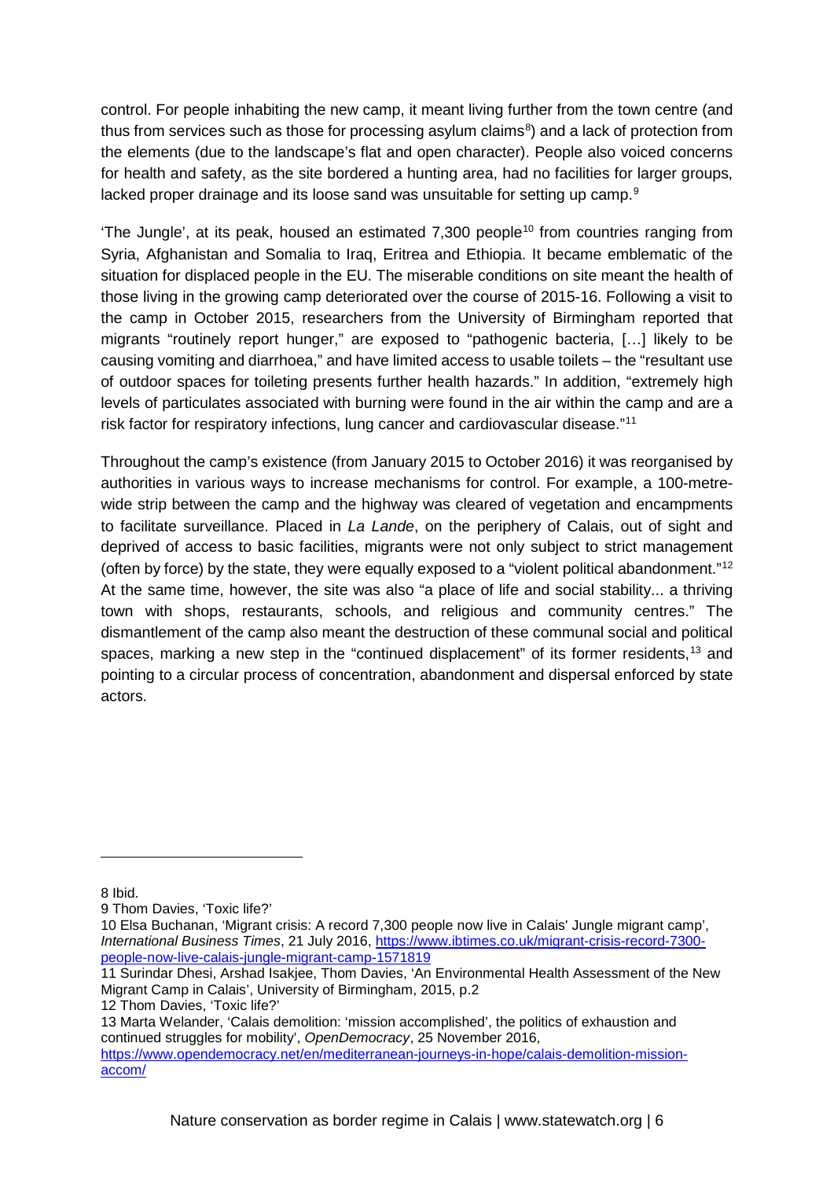control. For people inhabiting the new camp, it meant living further from the town centre (and thus from services such as those for processing asylum claims[8]) and a lack of protection from the elements (due to the landscape's flat and open character). People also voiced concerns for health and safety, as the site bordered a hunting area, had no facilities for larger groups, lacked proper drainage and its loose sand was unsuitable for setting up camp.[9]

'The Jungle', at its peak, housed an estimated 7,300 people[10] from countries ranging from Syria, Afghanistan and Somalia to Iraq, Eritrea and Ethiopia. It became emblematic of the situation for displaced people in the EU. The miserable conditions on site meant the health of those living in the growing camp deteriorated over the course of 2015-16. Following a visit to the camp in October 2015, researchers from the University of Birmingham reported that migrants "routinely report hunger," are exposed to "pathogenic bacteria, […] likely to be causing vomiting and diarrhoea," and have limited access to usable toilets – the "resultant use of outdoor spaces for toileting presents further health hazards." In addition, "extremely high levels of particulates associated with burning were found in the air within the camp and are a risk factor for respiratory infections, lung cancer and cardiovascular disease."[11]

Throughout the camp's existence (from January 2015 to October 2016) it was reorganised by authorities in various ways to increase mechanisms for control. For example, a 100-metre-wide strip between the camp and the highway was cleared of vegetation and encampments to facilitate surveillance. Placed in *La Lande*, on the periphery of Calais, out of sight and deprived of access to basic facilities, migrants were not only subject to strict management (often by force) by the state, they were equally exposed to a "violent political abandonment."[12] At the same time, however, the site was also "a place of life and social stability... a thriving town with shops, restaurants, schools, and religious and community centres." The dismantlement of the camp also meant the destruction of these communal social and political spaces, marking a new step in the "continued displacement" of its former residents,[13] and pointing to a circular process of concentration, abandonment and dispersal enforced by state actors.

---

8 Ibid.

9 Thom Davies, 'Toxic life?'

10 Elsa Buchanan, 'Migrant crisis: A record 7,300 people now live in Calais' Jungle migrant camp', *International Business Times*, 21 July 2016, https://www.ibtimes.co.uk/migrant-crisis-record-7300-people-now-live-calais-jungle-migrant-camp-1571819

11 Surindar Dhesi, Arshad Isakjee, Thom Davies, 'An Environmental Health Assessment of the New Migrant Camp in Calais', University of Birmingham, 2015, p.2

12 Thom Davies, 'Toxic life?'

13 Marta Welander, 'Calais demolition: 'mission accomplished', the politics of exhaustion and continued struggles for mobility', *OpenDemocracy*, 25 November 2016, https://www.opendemocracy.net/en/mediterranean-journeys-in-hope/calais-demolition-mission-accom/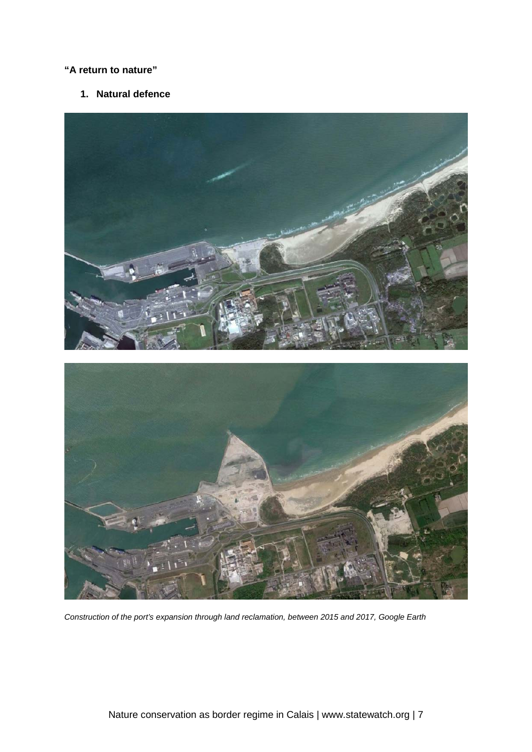**"A return to nature"**

1. **Natural defence**

*Construction of the port's expansion through land reclamation, between 2015 and 2017, Google Earth*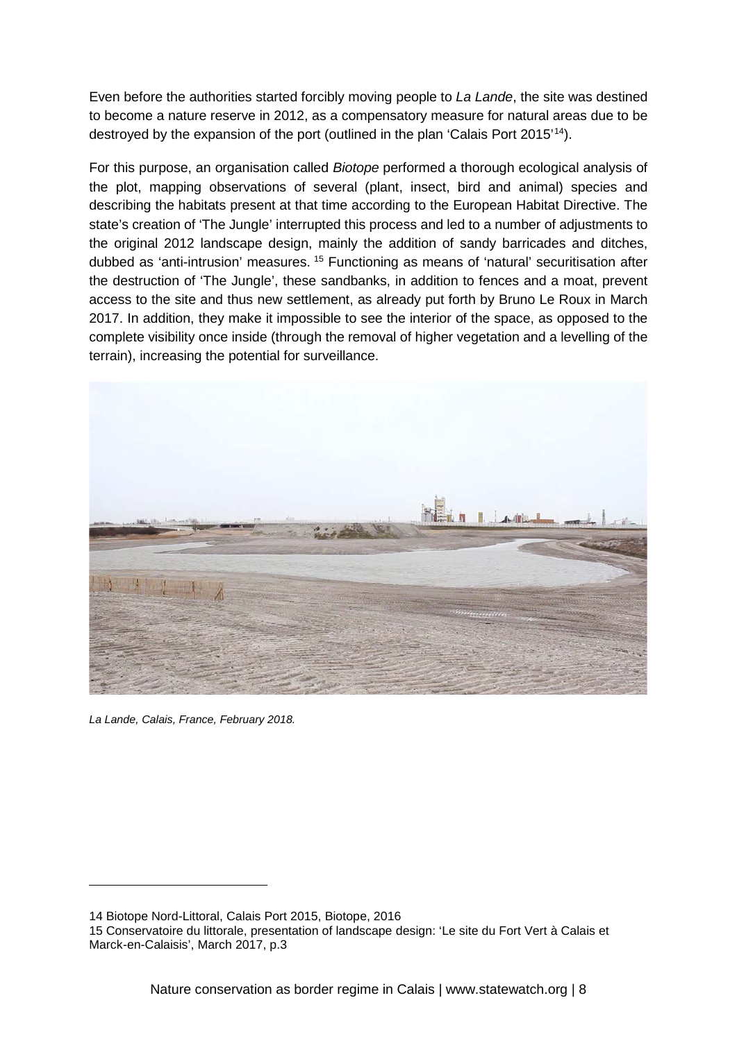Even before the authorities started forcibly moving people to *La Lande*, the site was destined to become a nature reserve in 2012, as a compensatory measure for natural areas due to be destroyed by the expansion of the port (outlined in the plan 'Calais Port 2015'[14]).

For this purpose, an organisation called *Biotope* performed a thorough ecological analysis of the plot, mapping observations of several (plant, insect, bird and animal) species and describing the habitats present at that time according to the European Habitat Directive. The state's creation of 'The Jungle' interrupted this process and led to a number of adjustments to the original 2012 landscape design, mainly the addition of sandy barricades and ditches, dubbed as 'anti-intrusion' measures. [15] Functioning as means of 'natural' securitisation after the destruction of 'The Jungle', these sandbanks, in addition to fences and a moat, prevent access to the site and thus new settlement, as already put forth by Bruno Le Roux in March 2017. In addition, they make it impossible to see the interior of the space, as opposed to the complete visibility once inside (through the removal of higher vegetation and a levelling of the terrain), increasing the potential for surveillance.

*La Lande, Calais, France, February 2018.*

---

14 Biotope Nord-Littoral, Calais Port 2015, Biotope, 2016

15 Conservatoire du littorale, presentation of landscape design: 'Le site du Fort Vert à Calais et Marck-en-Calaisis', March 2017, p.3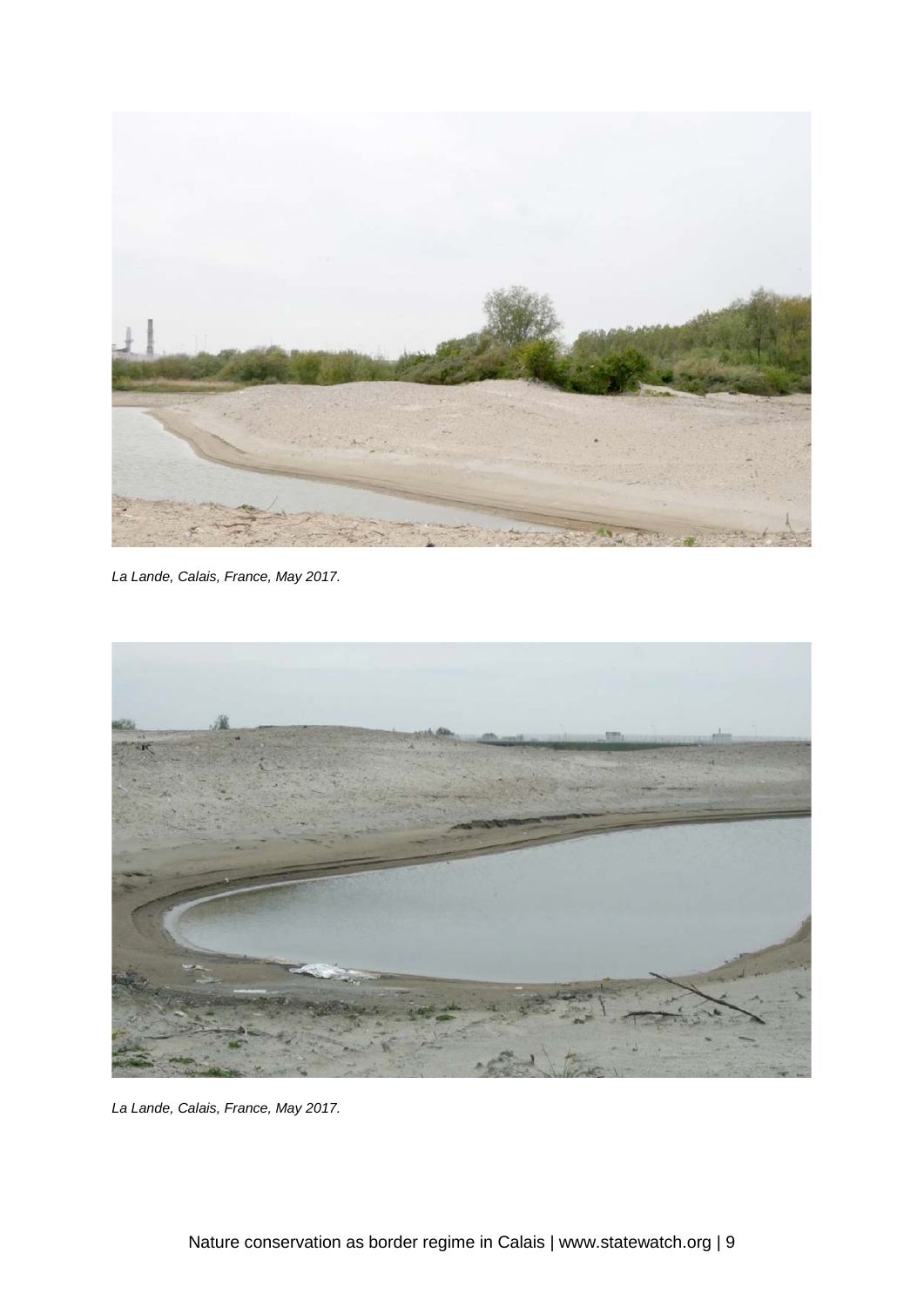*La Lande, Calais, France, May 2017.*

*La Lande, Calais, France, May 2017.*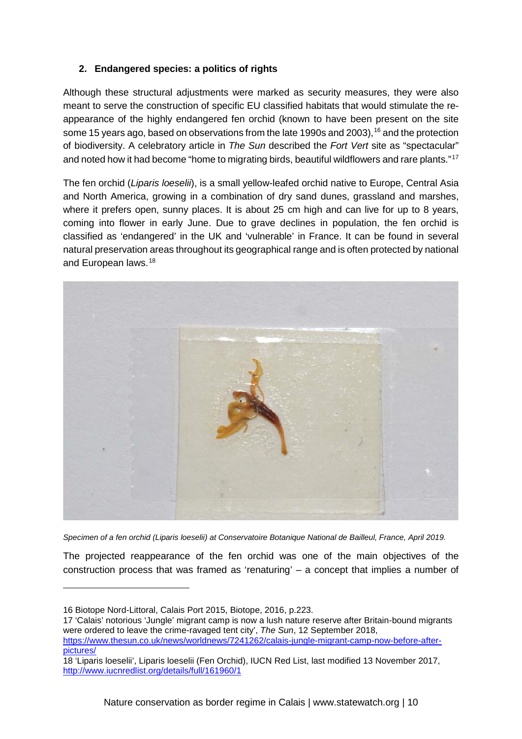## 2. Endangered species: a politics of rights

Although these structural adjustments were marked as security measures, they were also meant to serve the construction of specific EU classified habitats that would stimulate the re-appearance of the highly endangered fen orchid (known to have been present on the site some 15 years ago, based on observations from the late 1990s and 2003),[16] and the protection of biodiversity. A celebratory article in *The Sun* described the *Fort Vert* site as "spectacular" and noted how it had become "home to migrating birds, beautiful wildflowers and rare plants."[17]

The fen orchid (*Liparis loeselii*), is a small yellow-leafed orchid native to Europe, Central Asia and North America, growing in a combination of dry sand dunes, grassland and marshes, where it prefers open, sunny places. It is about 25 cm high and can live for up to 8 years, coming into flower in early June. Due to grave declines in population, the fen orchid is classified as 'endangered' in the UK and 'vulnerable' in France. It can be found in several natural preservation areas throughout its geographical range and is often protected by national and European laws.[18]

*Specimen of a fen orchid (Liparis loeselii) at Conservatoire Botanique National de Bailleul, France, April 2019.*

The projected reappearance of the fen orchid was one of the main objectives of the construction process that was framed as 'renaturing' – a concept that implies a number of

---

16 Biotope Nord-Littoral, Calais Port 2015, Biotope, 2016, p.223.

17 'Calais' notorious 'Jungle' migrant camp is now a lush nature reserve after Britain-bound migrants were ordered to leave the crime-ravaged tent city', *The Sun*, 12 September 2018, https://www.thesun.co.uk/news/worldnews/7241262/calais-jungle-migrant-camp-now-before-after-pictures/

18 'Liparis loeselii', Liparis loeselii (Fen Orchid), IUCN Red List, last modified 13 November 2017, http://www.iucnredlist.org/details/full/161960/1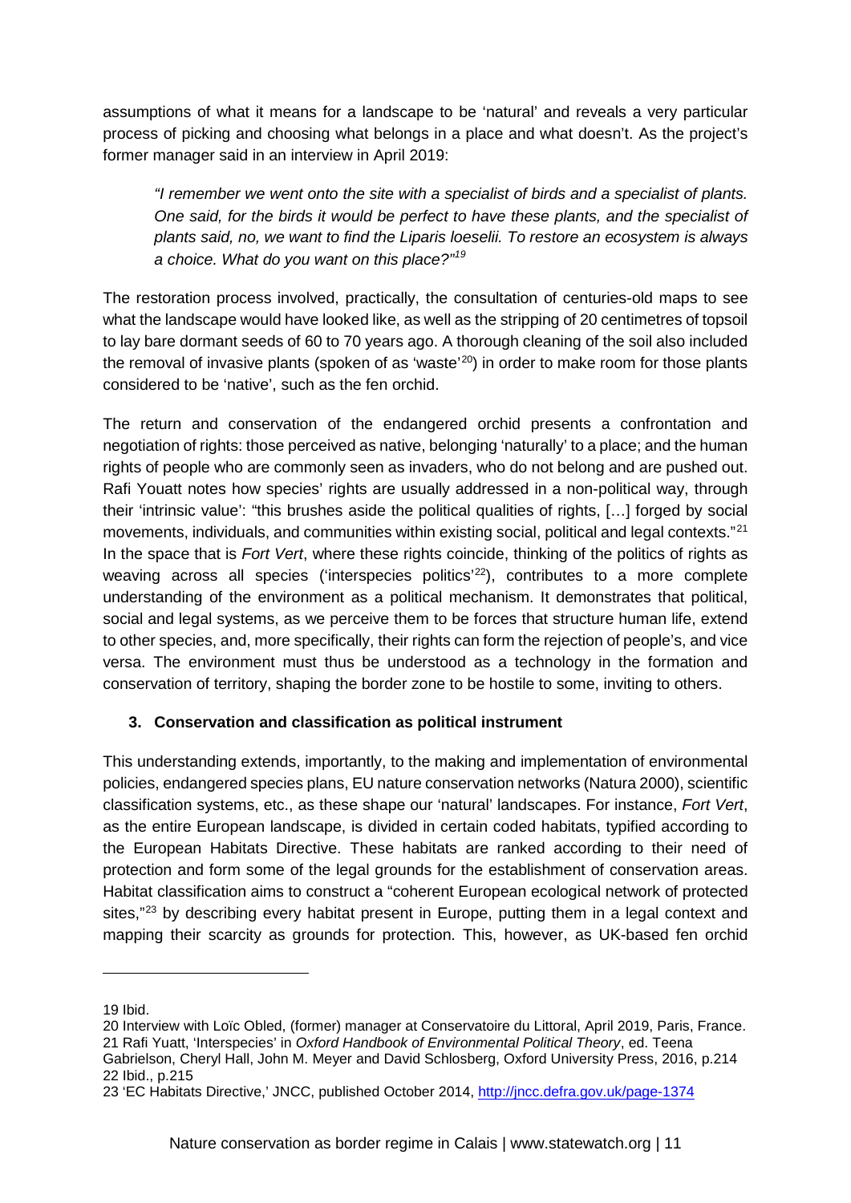assumptions of what it means for a landscape to be 'natural' and reveals a very particular process of picking and choosing what belongs in a place and what doesn't. As the project's former manager said in an interview in April 2019:

> *"I remember we went onto the site with a specialist of birds and a specialist of plants. One said, for the birds it would be perfect to have these plants, and the specialist of plants said, no, we want to find the Liparis loeselii. To restore an ecosystem is always a choice. What do you want on this place?"*[19]

The restoration process involved, practically, the consultation of centuries-old maps to see what the landscape would have looked like, as well as the stripping of 20 centimetres of topsoil to lay bare dormant seeds of 60 to 70 years ago. A thorough cleaning of the soil also included the removal of invasive plants (spoken of as 'waste'[20]) in order to make room for those plants considered to be 'native', such as the fen orchid.

The return and conservation of the endangered orchid presents a confrontation and negotiation of rights: those perceived as native, belonging 'naturally' to a place; and the human rights of people who are commonly seen as invaders, who do not belong and are pushed out. Rafi Youatt notes how species' rights are usually addressed in a non-political way, through their 'intrinsic value': "this brushes aside the political qualities of rights, […] forged by social movements, individuals, and communities within existing social, political and legal contexts."[21] In the space that is *Fort Vert*, where these rights coincide, thinking of the politics of rights as weaving across all species ('interspecies politics'[22]), contributes to a more complete understanding of the environment as a political mechanism. It demonstrates that political, social and legal systems, as we perceive them to be forces that structure human life, extend to other species, and, more specifically, their rights can form the rejection of people's, and vice versa. The environment must thus be understood as a technology in the formation and conservation of territory, shaping the border zone to be hostile to some, inviting to others.

### 3. Conservation and classification as political instrument

This understanding extends, importantly, to the making and implementation of environmental policies, endangered species plans, EU nature conservation networks (Natura 2000), scientific classification systems, etc., as these shape our 'natural' landscapes. For instance, *Fort Vert*, as the entire European landscape, is divided in certain coded habitats, typified according to the European Habitats Directive. These habitats are ranked according to their need of protection and form some of the legal grounds for the establishment of conservation areas. Habitat classification aims to construct a "coherent European ecological network of protected sites,"[23] by describing every habitat present in Europe, putting them in a legal context and mapping their scarcity as grounds for protection. This, however, as UK-based fen orchid

---

19 Ibid.

20 Interview with Loïc Obled, (former) manager at Conservatoire du Littoral, April 2019, Paris, France.

21 Rafi Yuatt, 'Interspecies' in *Oxford Handbook of Environmental Political Theory*, ed. Teena Gabrielson, Cheryl Hall, John M. Meyer and David Schlosberg, Oxford University Press, 2016, p.214

22 Ibid., p.215

23 'EC Habitats Directive,' JNCC, published October 2014, http://jncc.defra.gov.uk/page-1374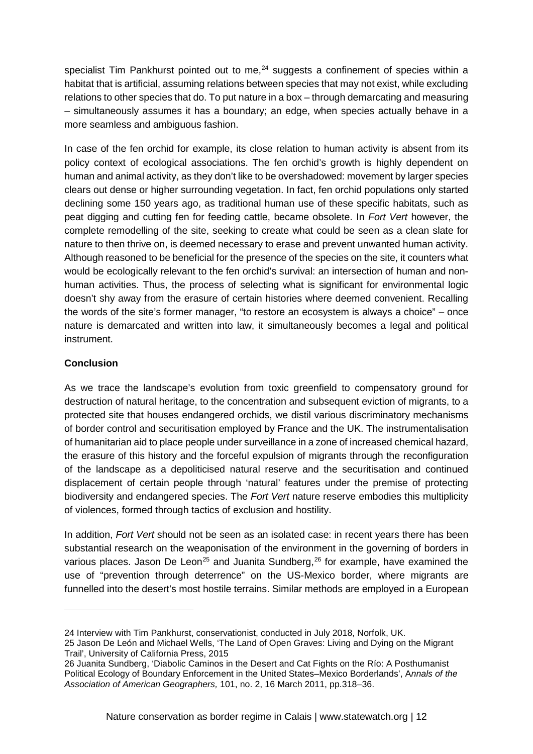specialist Tim Pankhurst pointed out to me,[24] suggests a confinement of species within a habitat that is artificial, assuming relations between species that may not exist, while excluding relations to other species that do. To put nature in a box – through demarcating and measuring – simultaneously assumes it has a boundary; an edge, when species actually behave in a more seamless and ambiguous fashion.

In case of the fen orchid for example, its close relation to human activity is absent from its policy context of ecological associations. The fen orchid's growth is highly dependent on human and animal activity, as they don't like to be overshadowed: movement by larger species clears out dense or higher surrounding vegetation. In fact, fen orchid populations only started declining some 150 years ago, as traditional human use of these specific habitats, such as peat digging and cutting fen for feeding cattle, became obsolete. In *Fort Vert* however, the complete remodelling of the site, seeking to create what could be seen as a clean slate for nature to then thrive on, is deemed necessary to erase and prevent unwanted human activity. Although reasoned to be beneficial for the presence of the species on the site, it counters what would be ecologically relevant to the fen orchid's survival: an intersection of human and non-human activities. Thus, the process of selecting what is significant for environmental logic doesn't shy away from the erasure of certain histories where deemed convenient. Recalling the words of the site's former manager, "to restore an ecosystem is always a choice" – once nature is demarcated and written into law, it simultaneously becomes a legal and political instrument.

## Conclusion

As we trace the landscape's evolution from toxic greenfield to compensatory ground for destruction of natural heritage, to the concentration and subsequent eviction of migrants, to a protected site that houses endangered orchids, we distil various discriminatory mechanisms of border control and securitisation employed by France and the UK. The instrumentalisation of humanitarian aid to place people under surveillance in a zone of increased chemical hazard, the erasure of this history and the forceful expulsion of migrants through the reconfiguration of the landscape as a depoliticised natural reserve and the securitisation and continued displacement of certain people through 'natural' features under the premise of protecting biodiversity and endangered species. The *Fort Vert* nature reserve embodies this multiplicity of violences, formed through tactics of exclusion and hostility.

In addition, *Fort Vert* should not be seen as an isolated case: in recent years there has been substantial research on the weaponisation of the environment in the governing of borders in various places. Jason De Leon[25] and Juanita Sundberg,[26] for example, have examined the use of "prevention through deterrence" on the US-Mexico border, where migrants are funnelled into the desert's most hostile terrains. Similar methods are employed in a European

24 Interview with Tim Pankhurst, conservationist, conducted in July 2018, Norfolk, UK.

25 Jason De León and Michael Wells, 'The Land of Open Graves: Living and Dying on the Migrant Trail', University of California Press, 2015

26 Juanita Sundberg, 'Diabolic Caminos in the Desert and Cat Fights on the Río: A Posthumanist Political Ecology of Boundary Enforcement in the United States–Mexico Borderlands', A*nnals of the Association of American Geographers,* 101, no. 2, 16 March 2011, pp.318–36.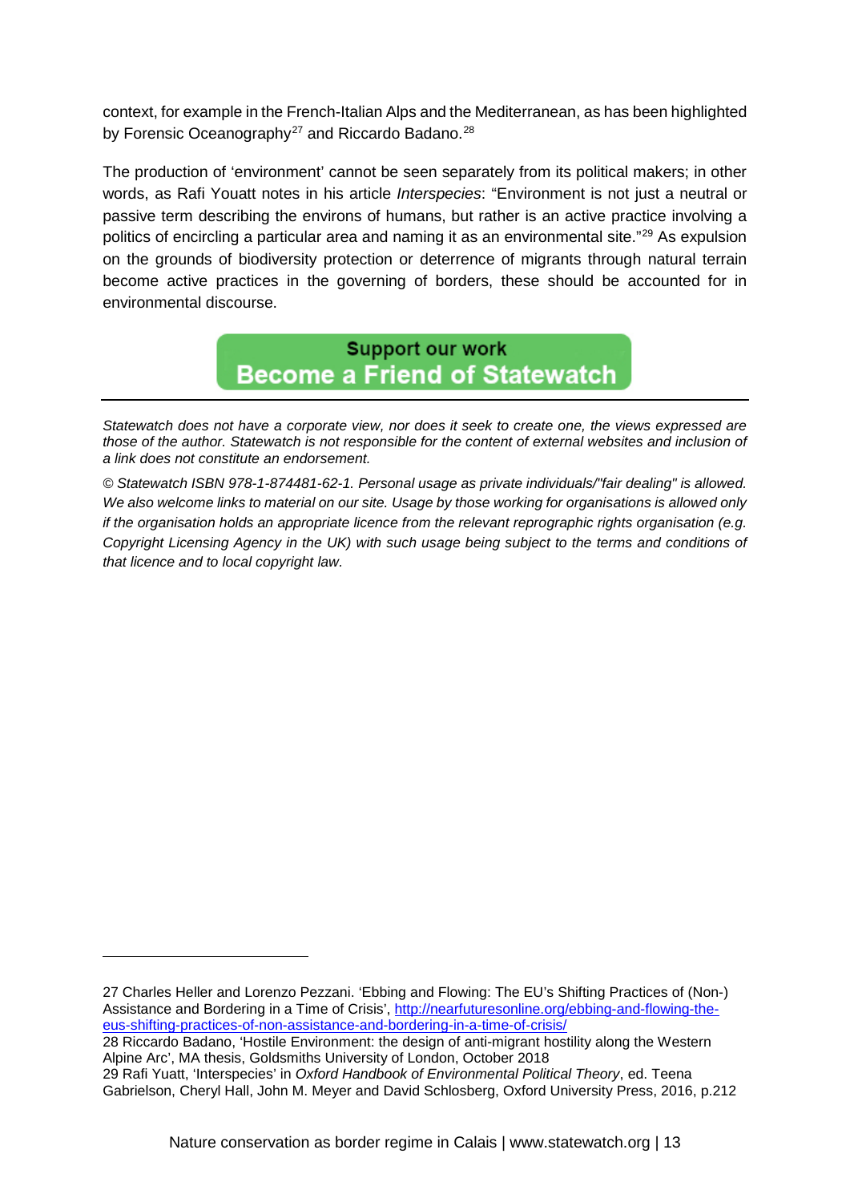context, for example in the French-Italian Alps and the Mediterranean, as has been highlighted by Forensic Oceanography[27] and Riccardo Badano.[28]

The production of 'environment' cannot be seen separately from its political makers; in other words, as Rafi Youatt notes in his article *Interspecies*: "Environment is not just a neutral or passive term describing the environs of humans, but rather is an active practice involving a politics of encircling a particular area and naming it as an environmental site."[29] As expulsion on the grounds of biodiversity protection or deterrence of migrants through natural terrain become active practices in the governing of borders, these should be accounted for in environmental discourse.

**Support our work**
**Become a Friend of Statewatch**

---

*Statewatch does not have a corporate view, nor does it seek to create one, the views expressed are those of the author. Statewatch is not responsible for the content of external websites and inclusion of a link does not constitute an endorsement.*

*© Statewatch ISBN 978-1-874481-62-1. Personal usage as private individuals/"fair dealing" is allowed. We also welcome links to material on our site. Usage by those working for organisations is allowed only if the organisation holds an appropriate licence from the relevant reprographic rights organisation (e.g. Copyright Licensing Agency in the UK) with such usage being subject to the terms and conditions of that licence and to local copyright law.*

---

27 Charles Heller and Lorenzo Pezzani. 'Ebbing and Flowing: The EU's Shifting Practices of (Non-) Assistance and Bordering in a Time of Crisis', http://nearfuturesonline.org/ebbing-and-flowing-the-eus-shifting-practices-of-non-assistance-and-bordering-in-a-time-of-crisis/

28 Riccardo Badano, 'Hostile Environment: the design of anti-migrant hostility along the Western Alpine Arc', MA thesis, Goldsmiths University of London, October 2018

29 Rafi Yuatt, 'Interspecies' in *Oxford Handbook of Environmental Political Theory*, ed. Teena Gabrielson, Cheryl Hall, John M. Meyer and David Schlosberg, Oxford University Press, 2016, p.212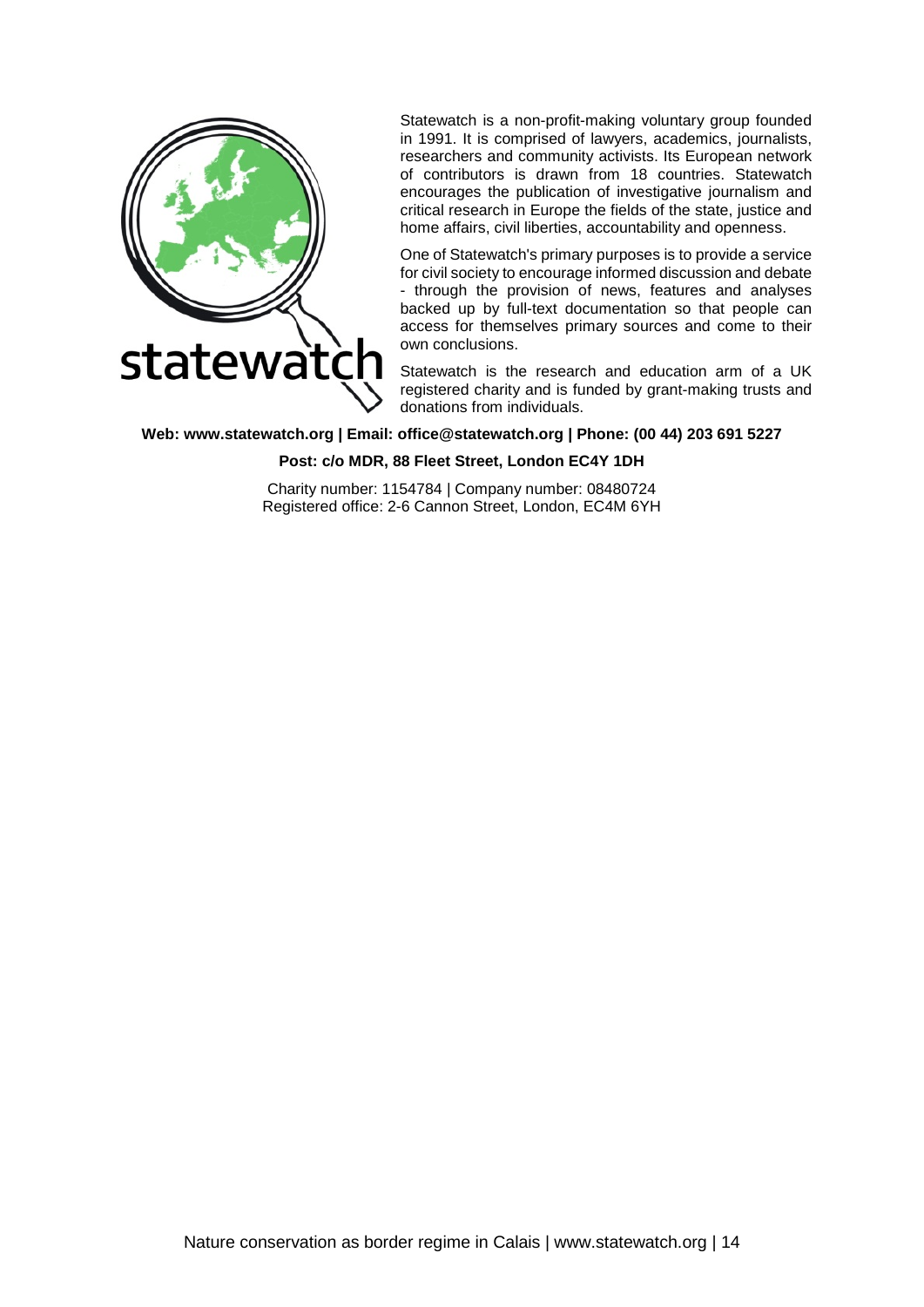statewatch

Statewatch is a non-profit-making voluntary group founded in 1991. It is comprised of lawyers, academics, journalists, researchers and community activists. Its European network of contributors is drawn from 18 countries. Statewatch encourages the publication of investigative journalism and critical research in Europe the fields of the state, justice and home affairs, civil liberties, accountability and openness.

One of Statewatch's primary purposes is to provide a service for civil society to encourage informed discussion and debate - through the provision of news, features and analyses backed up by full-text documentation so that people can access for themselves primary sources and come to their own conclusions.

Statewatch is the research and education arm of a UK registered charity and is funded by grant-making trusts and donations from individuals.

**Web: www.statewatch.org | Email: office@statewatch.org | Phone: (00 44) 203 691 5227**

**Post: c/o MDR, 88 Fleet Street, London EC4Y 1DH**

Charity number: 1154784 | Company number: 08480724
Registered office: 2-6 Cannon Street, London, EC4M 6YH